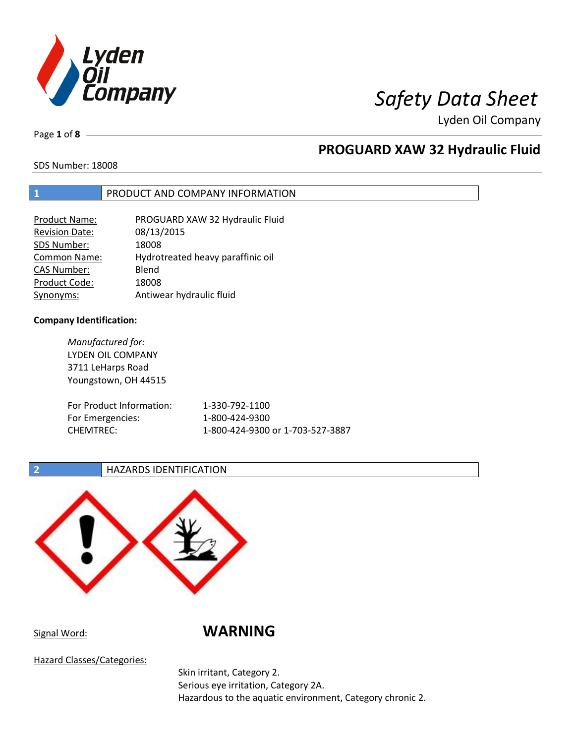# Safety Data Sheet

Lyden Oil Company

## PROGUARD XAW 32 Hydraulic Fluid

SDS Number: 18008

## 1 PRODUCT AND COMPANY INFORMATION

| | |
|---|---|
| Product Name: | PROGUARD XAW 32 Hydraulic Fluid |
| Revision Date: | 08/13/2015 |
| SDS Number: | 18008 |
| Common Name: | Hydrotreated heavy paraffinic oil |
| CAS Number: | Blend |
| Product Code: | 18008 |
| Synonyms: | Antiwear hydraulic fluid |

**Company Identification:**

*Manufactured for:*
LYDEN OIL COMPANY
3711 LeHarps Road
Youngstown, OH 44515

| | |
|---|---|
| For Product Information: | 1-330-792-1100 |
| For Emergencies: | 1-800-424-9300 |
| CHEMTREC: | 1-800-424-9300 or 1-703-527-3887 |

## 2 HAZARDS IDENTIFICATION

Signal Word: **WARNING**

Hazard Classes/Categories:

Skin irritant, Category 2.
Serious eye irritation, Category 2A.
Hazardous to the aquatic environment, Category chronic 2.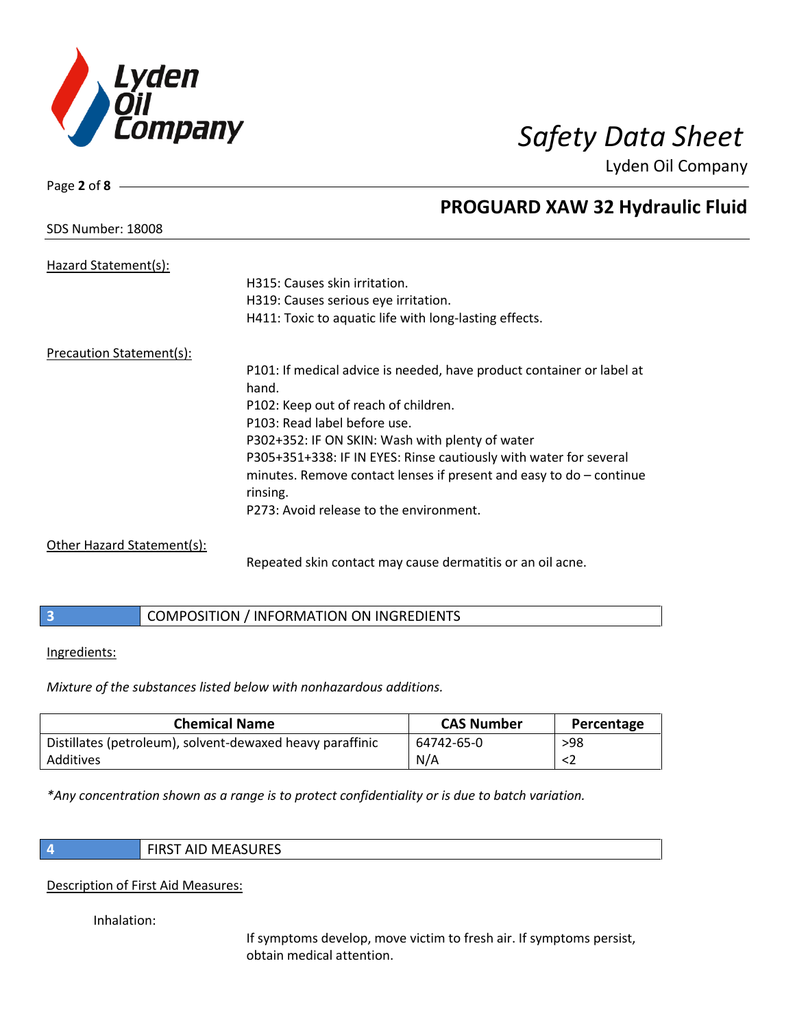Hazard Statement(s):

H315: Causes skin irritation.
H319: Causes serious eye irritation.
H411: Toxic to aquatic life with long-lasting effects.

Precaution Statement(s):

P101: If medical advice is needed, have product container or label at hand.
P102: Keep out of reach of children.
P103: Read label before use.
P302+352: IF ON SKIN: Wash with plenty of water
P305+351+338: IF IN EYES: Rinse cautiously with water for several minutes. Remove contact lenses if present and easy to do – continue rinsing.
P273: Avoid release to the environment.

Other Hazard Statement(s):

Repeated skin contact may cause dermatitis or an oil acne.

## 3 COMPOSITION / INFORMATION ON INGREDIENTS

Ingredients:

*Mixture of the substances listed below with nonhazardous additions.*

| Chemical Name | CAS Number | Percentage |
|---|---|---|
| Distillates (petroleum), solvent-dewaxed heavy paraffinic | 64742-65-0 | >98 |
| Additives | N/A | <2 |

*\*Any concentration shown as a range is to protect confidentiality or is due to batch variation.*

## 4 FIRST AID MEASURES

Description of First Aid Measures:

Inhalation:

If symptoms develop, move victim to fresh air. If symptoms persist, obtain medical attention.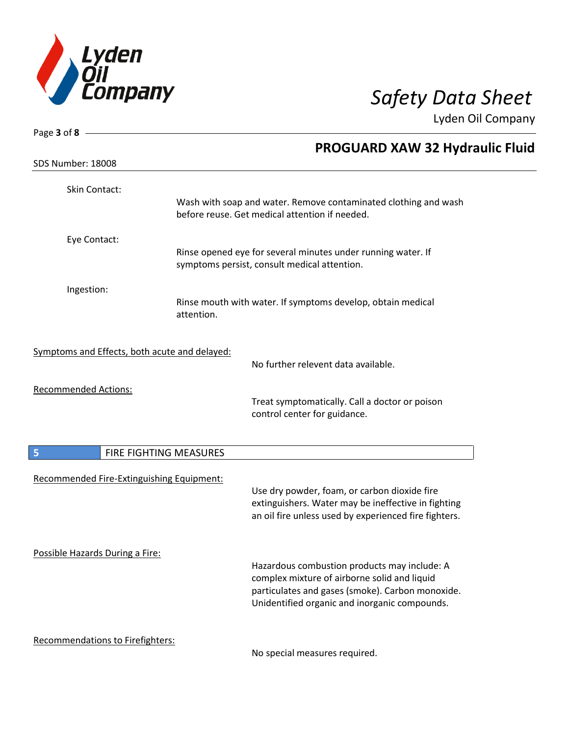Skin Contact:

Wash with soap and water. Remove contaminated clothing and wash before reuse. Get medical attention if needed.

Eye Contact:

Rinse opened eye for several minutes under running water. If symptoms persist, consult medical attention.

Ingestion:

Rinse mouth with water. If symptoms develop, obtain medical attention.

Symptoms and Effects, both acute and delayed:

No further relevent data available.

Recommended Actions:

Treat symptomatically. Call a doctor or poison control center for guidance.

## 5 FIRE FIGHTING MEASURES

Recommended Fire-Extinguishing Equipment:

Use dry powder, foam, or carbon dioxide fire extinguishers. Water may be ineffective in fighting an oil fire unless used by experienced fire fighters.

Possible Hazards During a Fire:

Hazardous combustion products may include: A complex mixture of airborne solid and liquid particulates and gases (smoke). Carbon monoxide. Unidentified organic and inorganic compounds.

Recommendations to Firefighters:

No special measures required.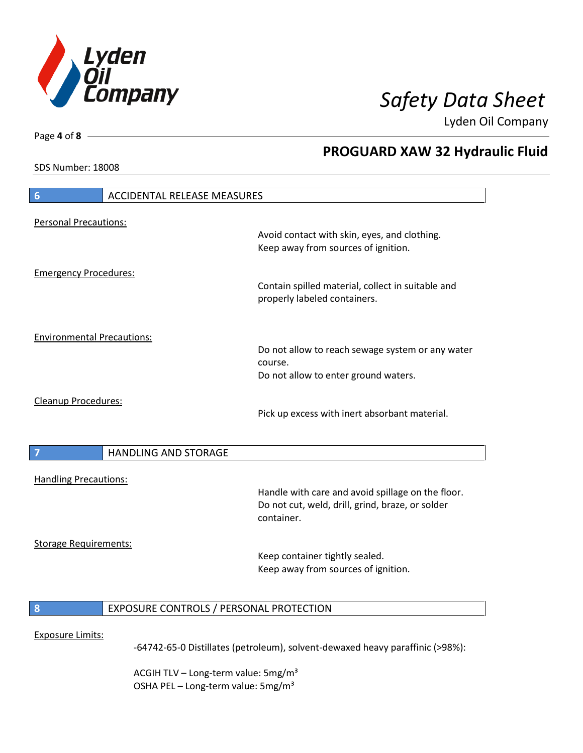## 6 ACCIDENTAL RELEASE MEASURES

Personal Precautions:

Avoid contact with skin, eyes, and clothing.
Keep away from sources of ignition.

Emergency Procedures:

Contain spilled material, collect in suitable and properly labeled containers.

Environmental Precautions:

Do not allow to reach sewage system or any water course.
Do not allow to enter ground waters.

Cleanup Procedures:

Pick up excess with inert absorbant material.

## 7 HANDLING AND STORAGE

Handling Precautions:

Handle with care and avoid spillage on the floor.
Do not cut, weld, drill, grind, braze, or solder container.

Storage Requirements:

Keep container tightly sealed.
Keep away from sources of ignition.

## 8 EXPOSURE CONTROLS / PERSONAL PROTECTION

Exposure Limits:

-64742-65-0 Distillates (petroleum), solvent-dewaxed heavy paraffinic (>98%):

ACGIH TLV – Long-term value: 5mg/m³
OSHA PEL – Long-term value: 5mg/m³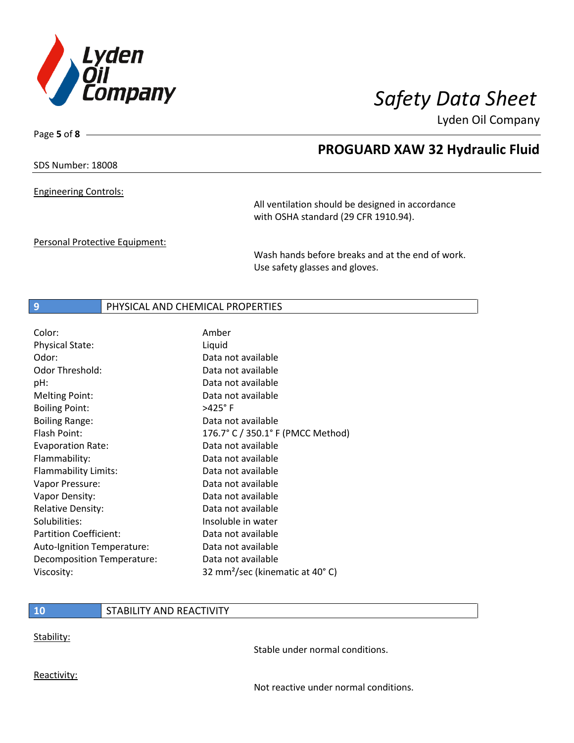## PROGUARD XAW 32 Hydraulic Fluid

SDS Number: 18008

Engineering Controls:

All ventilation should be designed in accordance with OSHA standard (29 CFR 1910.94).

Personal Protective Equipment:

Wash hands before breaks and at the end of work. Use safety glasses and gloves.

## 9 PHYSICAL AND CHEMICAL PROPERTIES

| | |
|---|---|
| Color: | Amber |
| Physical State: | Liquid |
| Odor: | Data not available |
| Odor Threshold: | Data not available |
| pH: | Data not available |
| Melting Point: | Data not available |
| Boiling Point: | >425° F |
| Boiling Range: | Data not available |
| Flash Point: | 176.7° C / 350.1° F (PMCC Method) |
| Evaporation Rate: | Data not available |
| Flammability: | Data not available |
| Flammability Limits: | Data not available |
| Vapor Pressure: | Data not available |
| Vapor Density: | Data not available |
| Relative Density: | Data not available |
| Solubilities: | Insoluble in water |
| Partition Coefficient: | Data not available |
| Auto-Ignition Temperature: | Data not available |
| Decomposition Temperature: | Data not available |
| Viscosity: | 32 $mm^2$/sec (kinematic at 40° C) |

## 10 STABILITY AND REACTIVITY

Stability:

Stable under normal conditions.

Reactivity:

Not reactive under normal conditions.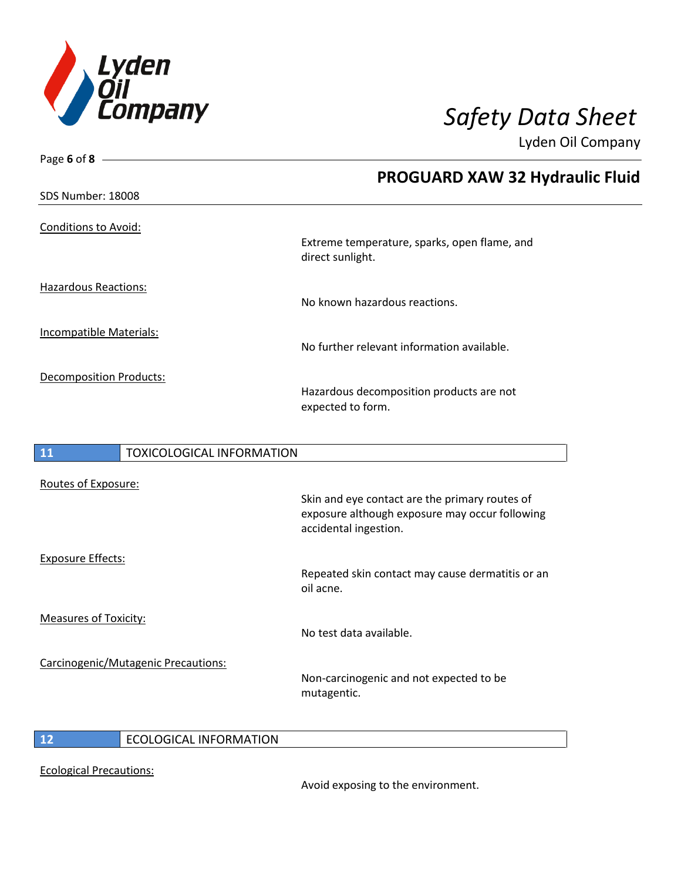Conditions to Avoid:

Extreme temperature, sparks, open flame, and direct sunlight.

Hazardous Reactions:

No known hazardous reactions.

Incompatible Materials:

No further relevant information available.

Decomposition Products:

Hazardous decomposition products are not expected to form.

## 11 TOXICOLOGICAL INFORMATION

Routes of Exposure:

Skin and eye contact are the primary routes of exposure although exposure may occur following accidental ingestion.

Exposure Effects:

Repeated skin contact may cause dermatitis or an oil acne.

Measures of Toxicity:

No test data available.

Carcinogenic/Mutagenic Precautions:

Non-carcinogenic and not expected to be mutagentic.

## 12 ECOLOGICAL INFORMATION

Ecological Precautions:

Avoid exposing to the environment.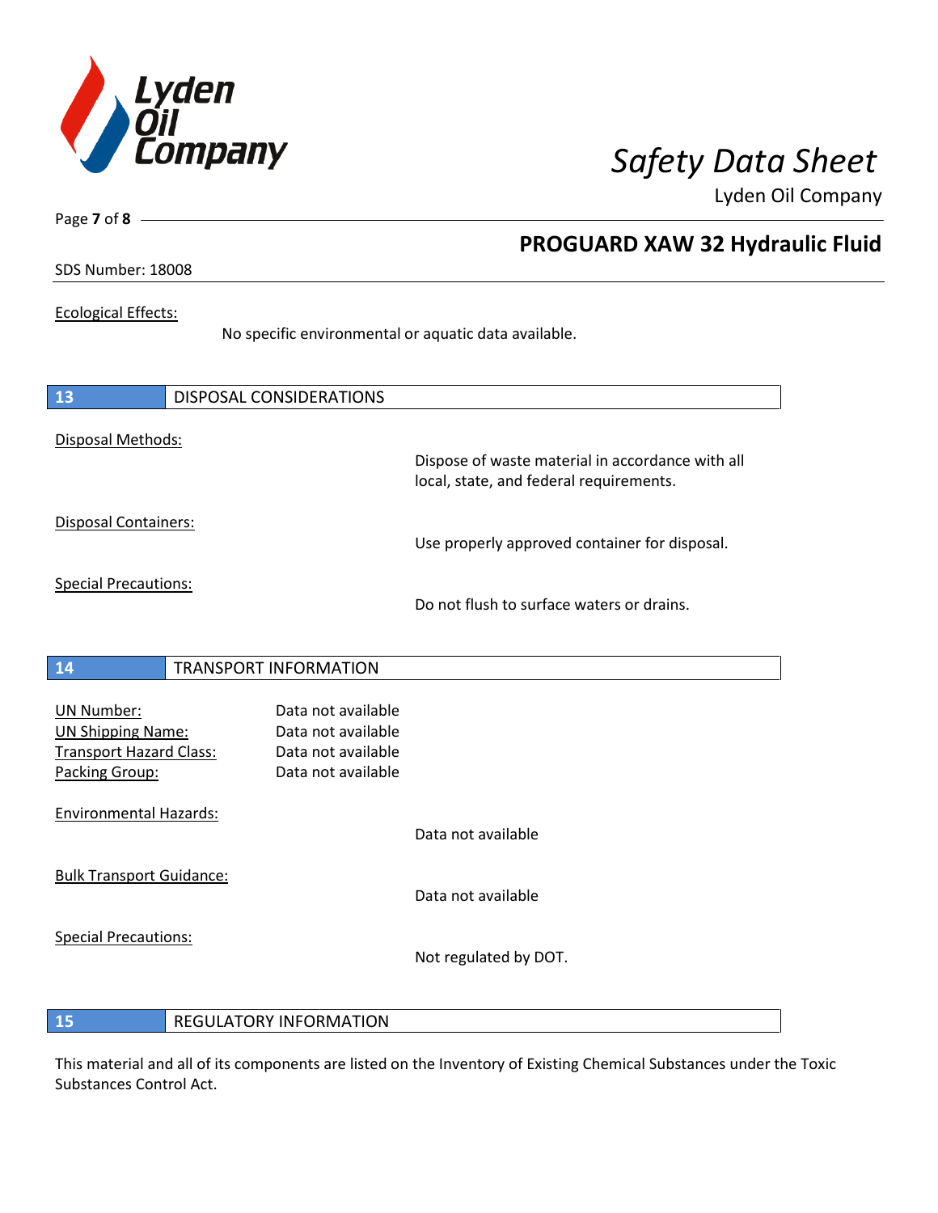Ecological Effects:

No specific environmental or aquatic data available.

## 13 DISPOSAL CONSIDERATIONS

Disposal Methods:

Dispose of waste material in accordance with all local, state, and federal requirements.

Disposal Containers:

Use properly approved container for disposal.

Special Precautions:

Do not flush to surface waters or drains.

## 14 TRANSPORT INFORMATION

UN Number: Data not available
UN Shipping Name: Data not available
Transport Hazard Class: Data not available
Packing Group: Data not available

Environmental Hazards:

Data not available

Bulk Transport Guidance:

Data not available

Special Precautions:

Not regulated by DOT.

## 15 REGULATORY INFORMATION

This material and all of its components are listed on the Inventory of Existing Chemical Substances under the Toxic Substances Control Act.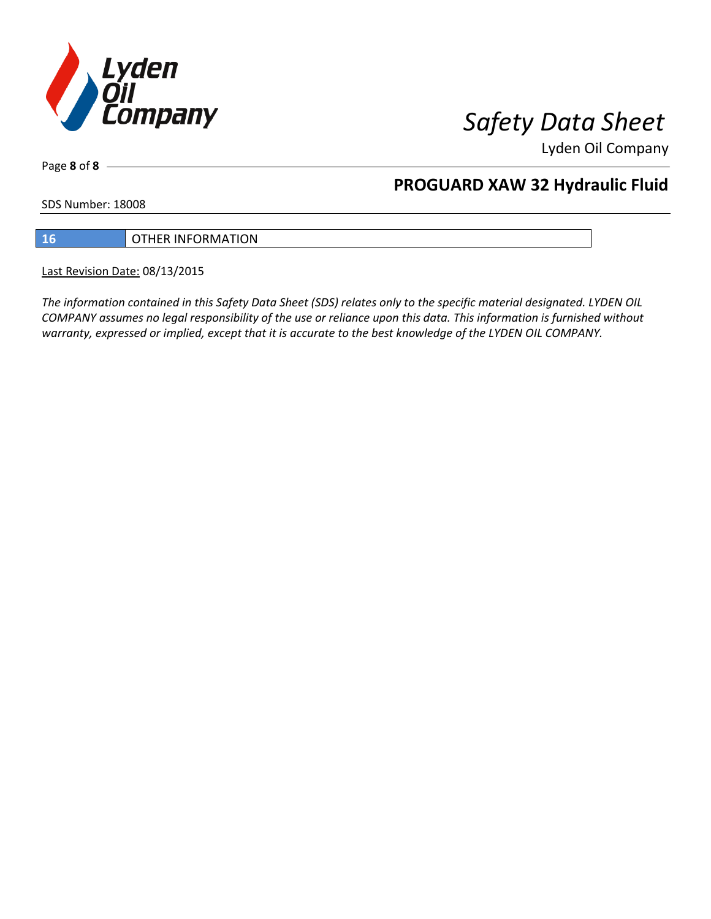## 16 OTHER INFORMATION

Last Revision Date: 08/13/2015

*The information contained in this Safety Data Sheet (SDS) relates only to the specific material designated. LYDEN OIL COMPANY assumes no legal responsibility of the use or reliance upon this data. This information is furnished without warranty, expressed or implied, except that it is accurate to the best knowledge of the LYDEN OIL COMPANY.*